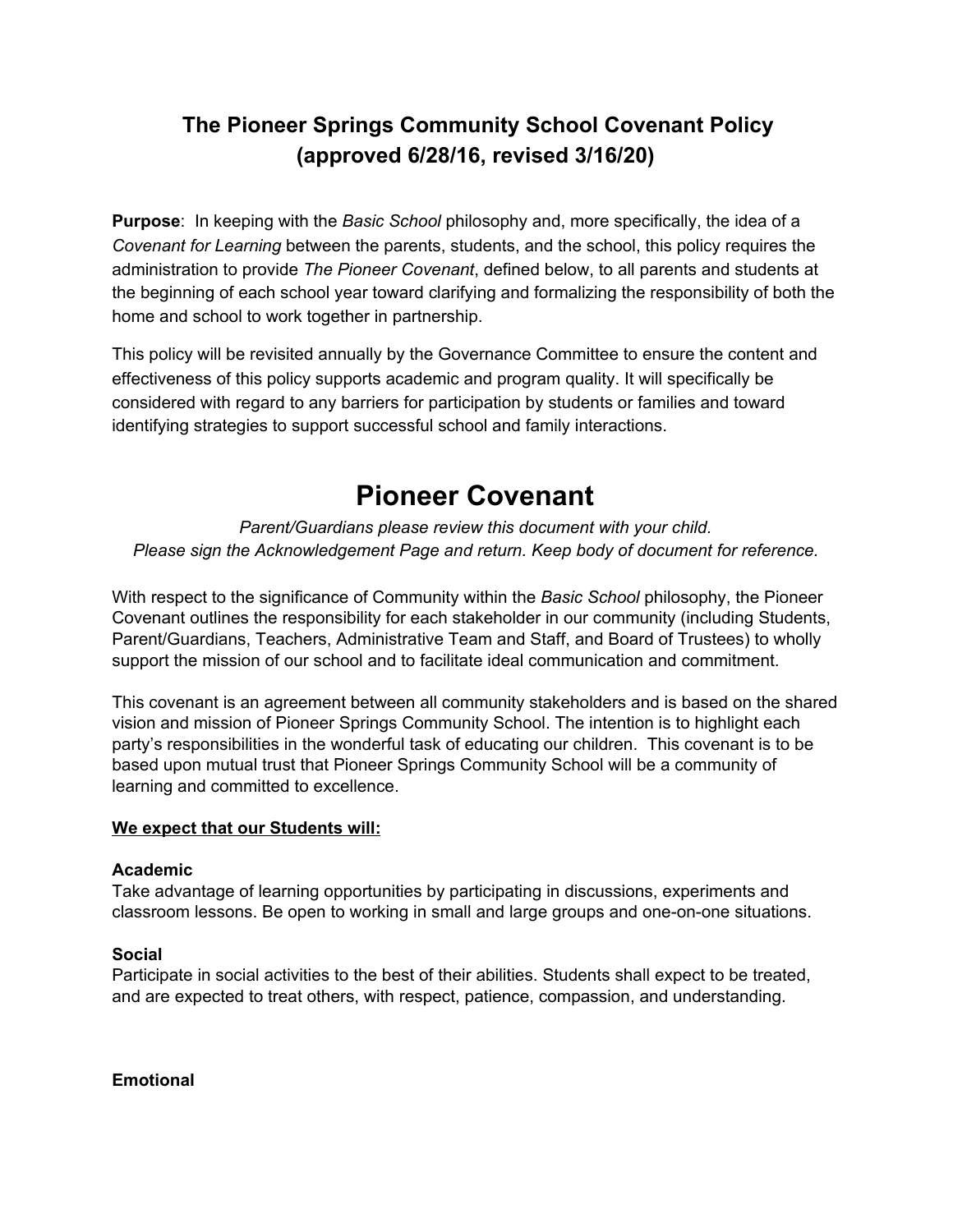# The Pioneer Springs Community School Covenant Policy (approved 6/28/16, revised 3/16/20)

**Purpose**: In keeping with the *Basic School* philosophy and, more specifically, the idea of a *Covenant for Learning* between the parents, students, and the school, this policy requires the administration to provide *The Pioneer Covenant*, defined below, to all parents and students at the beginning of each school year toward clarifying and formalizing the responsibility of both the home and school to work together in partnership.

This policy will be revisited annually by the Governance Committee to ensure the content and effectiveness of this policy supports academic and program quality. It will specifically be considered with regard to any barriers for participation by students or families and toward identifying strategies to support successful school and family interactions.

# Pioneer Covenant

*Parent/Guardians please review this document with your child.*
*Please sign the Acknowledgement Page and return. Keep body of document for reference.*

With respect to the significance of Community within the *Basic School* philosophy, the Pioneer Covenant outlines the responsibility for each stakeholder in our community (including Students, Parent/Guardians, Teachers, Administrative Team and Staff, and Board of Trustees) to wholly support the mission of our school and to facilitate ideal communication and commitment.

This covenant is an agreement between all community stakeholders and is based on the shared vision and mission of Pioneer Springs Community School. The intention is to highlight each party's responsibilities in the wonderful task of educating our children. This covenant is to be based upon mutual trust that Pioneer Springs Community School will be a community of learning and committed to excellence.

**We expect that our Students will:**

**Academic**
Take advantage of learning opportunities by participating in discussions, experiments and classroom lessons. Be open to working in small and large groups and one-on-one situations.

**Social**
Participate in social activities to the best of their abilities. Students shall expect to be treated, and are expected to treat others, with respect, patience, compassion, and understanding.

**Emotional**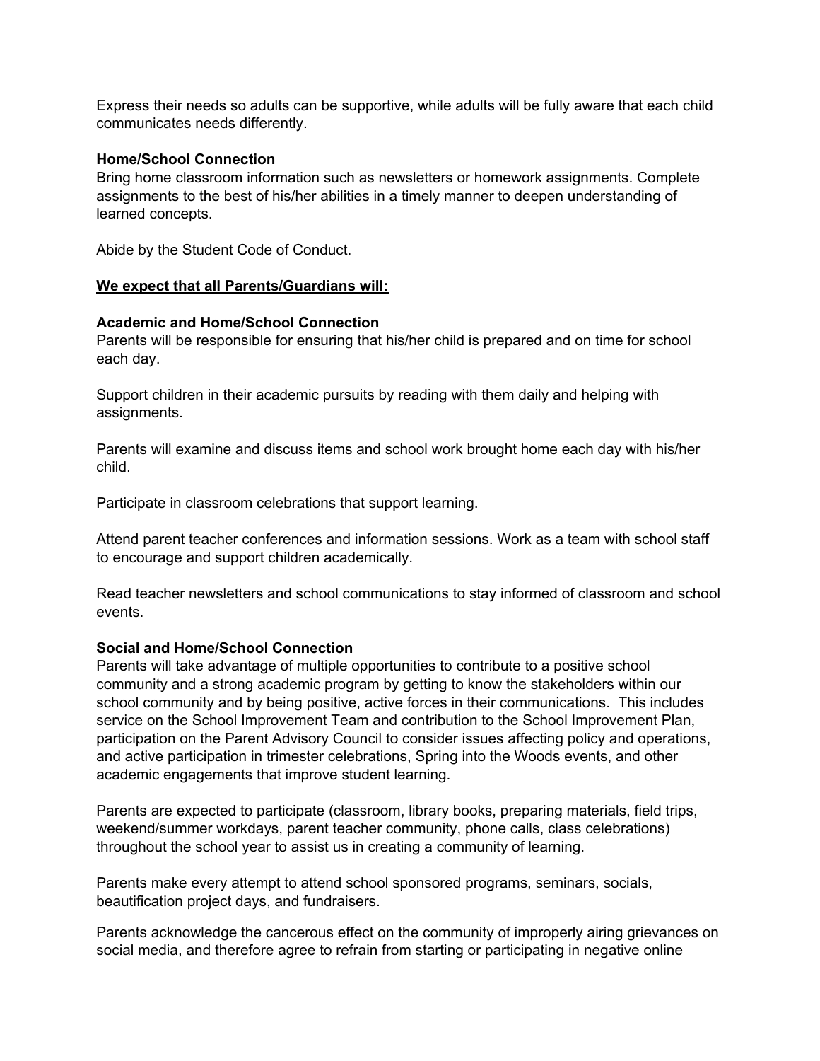Express their needs so adults can be supportive, while adults will be fully aware that each child communicates needs differently.

**Home/School Connection**
Bring home classroom information such as newsletters or homework assignments. Complete assignments to the best of his/her abilities in a timely manner to deepen understanding of learned concepts.

Abide by the Student Code of Conduct.

**<u>We expect that all Parents/Guardians will:</u>**

**Academic and Home/School Connection**
Parents will be responsible for ensuring that his/her child is prepared and on time for school each day.

Support children in their academic pursuits by reading with them daily and helping with assignments.

Parents will examine and discuss items and school work brought home each day with his/her child.

Participate in classroom celebrations that support learning.

Attend parent teacher conferences and information sessions. Work as a team with school staff to encourage and support children academically.

Read teacher newsletters and school communications to stay informed of classroom and school events.

**Social and Home/School Connection**
Parents will take advantage of multiple opportunities to contribute to a positive school community and a strong academic program by getting to know the stakeholders within our school community and by being positive, active forces in their communications. This includes service on the School Improvement Team and contribution to the School Improvement Plan, participation on the Parent Advisory Council to consider issues affecting policy and operations, and active participation in trimester celebrations, Spring into the Woods events, and other academic engagements that improve student learning.

Parents are expected to participate (classroom, library books, preparing materials, field trips, weekend/summer workdays, parent teacher community, phone calls, class celebrations) throughout the school year to assist us in creating a community of learning.

Parents make every attempt to attend school sponsored programs, seminars, socials, beautification project days, and fundraisers.

Parents acknowledge the cancerous effect on the community of improperly airing grievances on social media, and therefore agree to refrain from starting or participating in negative online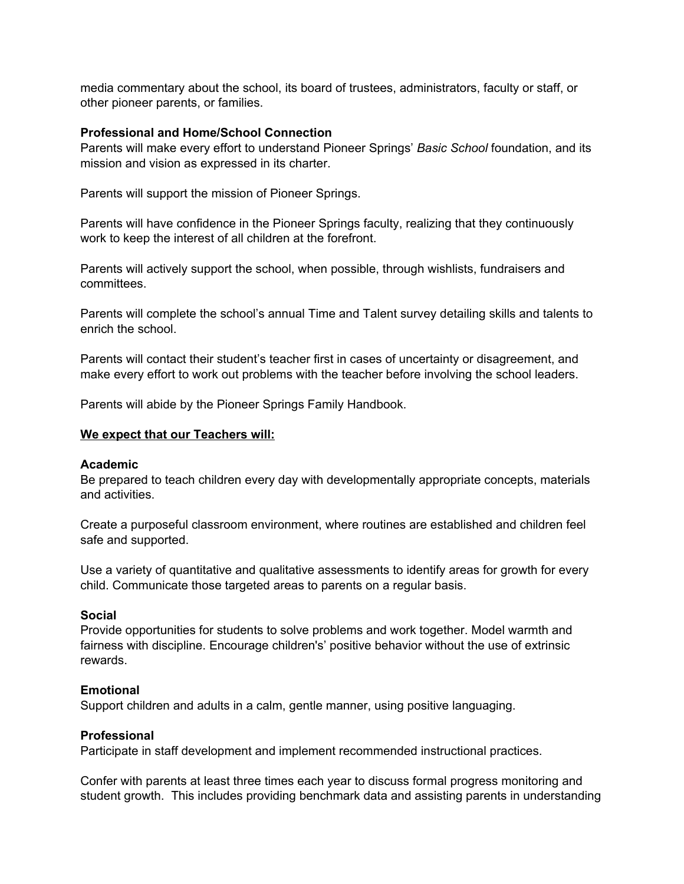media commentary about the school, its board of trustees, administrators, faculty or staff, or other pioneer parents, or families.

**Professional and Home/School Connection**
Parents will make every effort to understand Pioneer Springs' *Basic School* foundation, and its mission and vision as expressed in its charter.

Parents will support the mission of Pioneer Springs.

Parents will have confidence in the Pioneer Springs faculty, realizing that they continuously work to keep the interest of all children at the forefront.

Parents will actively support the school, when possible, through wishlists, fundraisers and committees.

Parents will complete the school's annual Time and Talent survey detailing skills and talents to enrich the school.

Parents will contact their student's teacher first in cases of uncertainty or disagreement, and make every effort to work out problems with the teacher before involving the school leaders.

Parents will abide by the Pioneer Springs Family Handbook.

**<u>We expect that our Teachers will:</u>**

**Academic**
Be prepared to teach children every day with developmentally appropriate concepts, materials and activities.

Create a purposeful classroom environment, where routines are established and children feel safe and supported.

Use a variety of quantitative and qualitative assessments to identify areas for growth for every child. Communicate those targeted areas to parents on a regular basis.

**Social**
Provide opportunities for students to solve problems and work together. Model warmth and fairness with discipline. Encourage children's' positive behavior without the use of extrinsic rewards.

**Emotional**
Support children and adults in a calm, gentle manner, using positive languaging.

**Professional**
Participate in staff development and implement recommended instructional practices.

Confer with parents at least three times each year to discuss formal progress monitoring and student growth. This includes providing benchmark data and assisting parents in understanding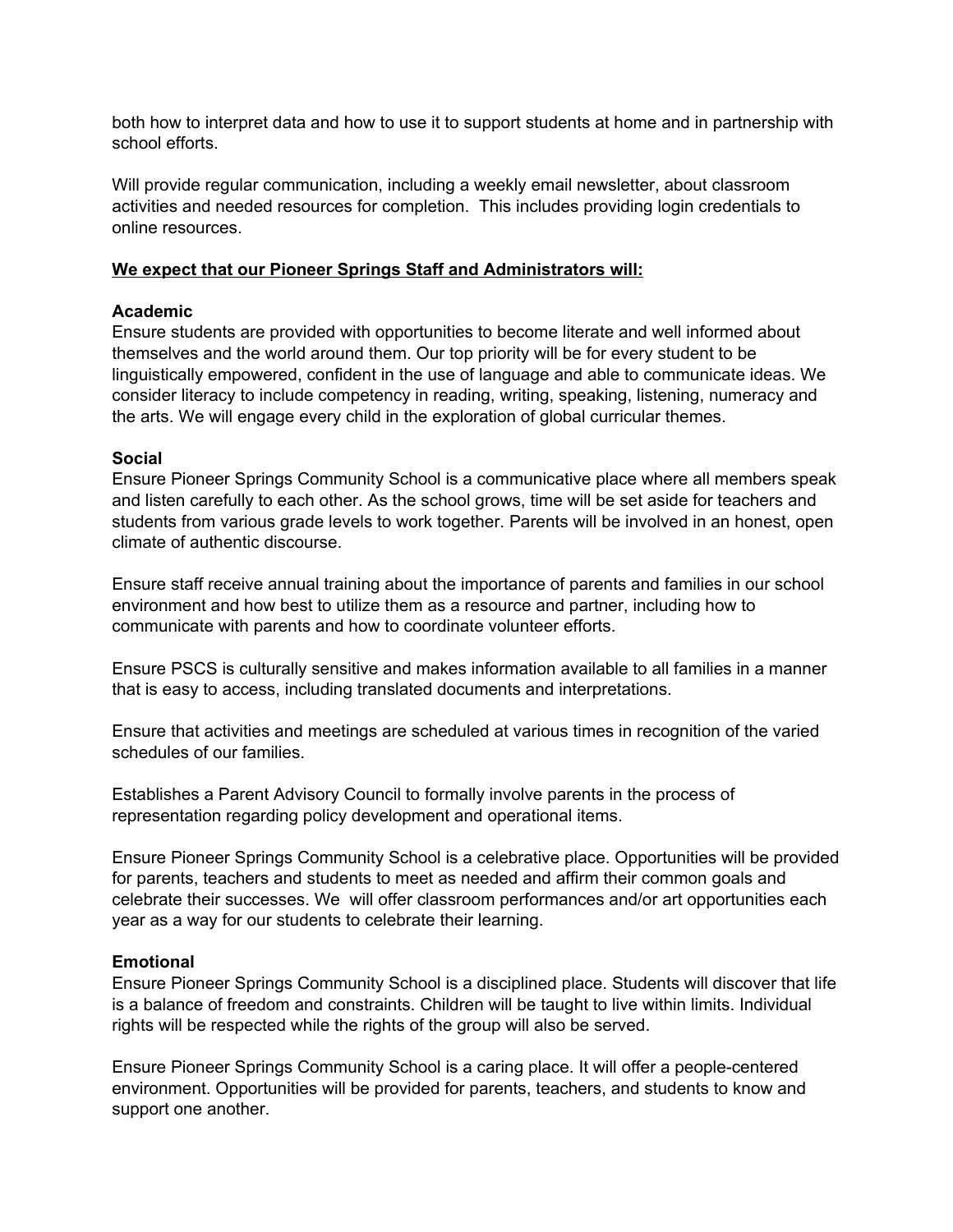both how to interpret data and how to use it to support students at home and in partnership with school efforts.

Will provide regular communication, including a weekly email newsletter, about classroom activities and needed resources for completion.  This includes providing login credentials to online resources.

**<u>We expect that our Pioneer Springs Staff and Administrators will:</u>**

**Academic**
Ensure students are provided with opportunities to become literate and well informed about themselves and the world around them. Our top priority will be for every student to be linguistically empowered, confident in the use of language and able to communicate ideas. We consider literacy to include competency in reading, writing, speaking, listening, numeracy and the arts. We will engage every child in the exploration of global curricular themes.

**Social**
Ensure Pioneer Springs Community School is a communicative place where all members speak and listen carefully to each other. As the school grows, time will be set aside for teachers and students from various grade levels to work together. Parents will be involved in an honest, open climate of authentic discourse.

Ensure staff receive annual training about the importance of parents and families in our school environment and how best to utilize them as a resource and partner, including how to communicate with parents and how to coordinate volunteer efforts.

Ensure PSCS is culturally sensitive and makes information available to all families in a manner that is easy to access, including translated documents and interpretations.

Ensure that activities and meetings are scheduled at various times in recognition of the varied schedules of our families.

Establishes a Parent Advisory Council to formally involve parents in the process of representation regarding policy development and operational items.

Ensure Pioneer Springs Community School is a celebrative place. Opportunities will be provided for parents, teachers and students to meet as needed and affirm their common goals and celebrate their successes. We  will offer classroom performances and/or art opportunities each year as a way for our students to celebrate their learning.

**Emotional**
Ensure Pioneer Springs Community School is a disciplined place. Students will discover that life is a balance of freedom and constraints. Children will be taught to live within limits. Individual rights will be respected while the rights of the group will also be served.

Ensure Pioneer Springs Community School is a caring place. It will offer a people-centered environment. Opportunities will be provided for parents, teachers, and students to know and support one another.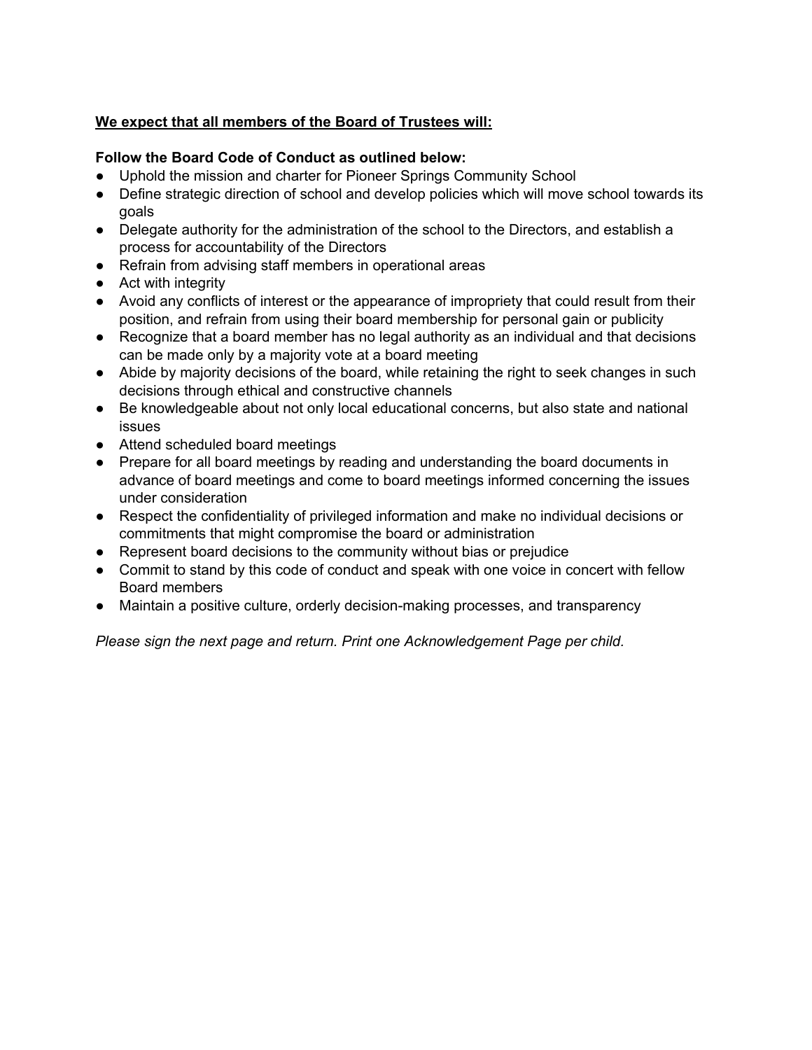**<u>We expect that all members of the Board of Trustees will:</u>**

**Follow the Board Code of Conduct as outlined below:**

- Uphold the mission and charter for Pioneer Springs Community School
- Define strategic direction of school and develop policies which will move school towards its goals
- Delegate authority for the administration of the school to the Directors, and establish a process for accountability of the Directors
- Refrain from advising staff members in operational areas
- Act with integrity
- Avoid any conflicts of interest or the appearance of impropriety that could result from their position, and refrain from using their board membership for personal gain or publicity
- Recognize that a board member has no legal authority as an individual and that decisions can be made only by a majority vote at a board meeting
- Abide by majority decisions of the board, while retaining the right to seek changes in such decisions through ethical and constructive channels
- Be knowledgeable about not only local educational concerns, but also state and national issues
- Attend scheduled board meetings
- Prepare for all board meetings by reading and understanding the board documents in advance of board meetings and come to board meetings informed concerning the issues under consideration
- Respect the confidentiality of privileged information and make no individual decisions or commitments that might compromise the board or administration
- Represent board decisions to the community without bias or prejudice
- Commit to stand by this code of conduct and speak with one voice in concert with fellow Board members
- Maintain a positive culture, orderly decision-making processes, and transparency

*Please sign the next page and return. Print one Acknowledgement Page per child.*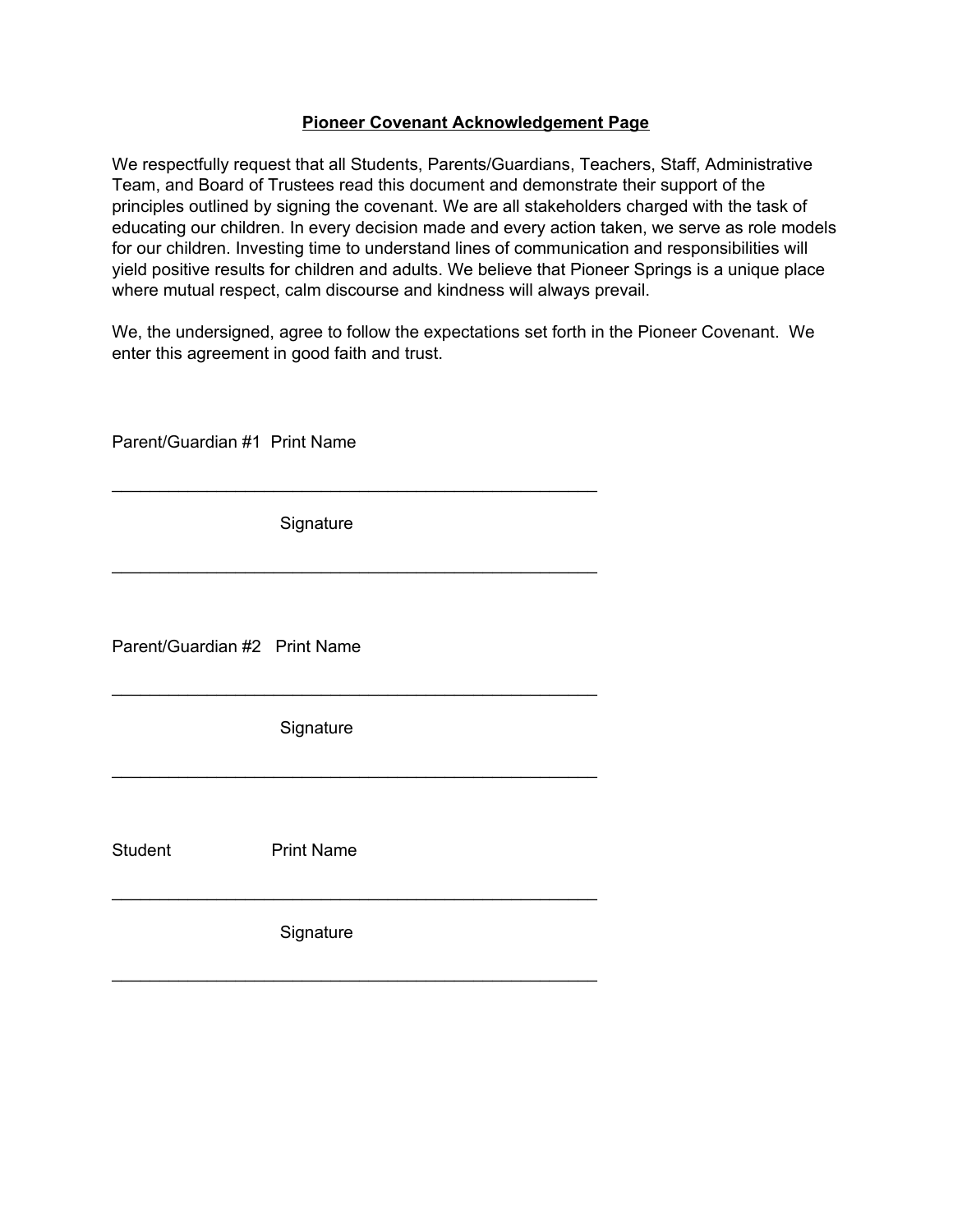## Pioneer Covenant Acknowledgement Page

We respectfully request that all Students, Parents/Guardians, Teachers, Staff, Administrative Team, and Board of Trustees read this document and demonstrate their support of the principles outlined by signing the covenant. We are all stakeholders charged with the task of educating our children. In every decision made and every action taken, we serve as role models for our children. Investing time to understand lines of communication and responsibilities will yield positive results for children and adults. We believe that Pioneer Springs is a unique place where mutual respect, calm discourse and kindness will always prevail.

We, the undersigned, agree to follow the expectations set forth in the Pioneer Covenant. We enter this agreement in good faith and trust.

Parent/Guardian #1 Print Name

_____________________________________________________

Signature

_____________________________________________________

Parent/Guardian #2 Print Name

_____________________________________________________

Signature

_____________________________________________________

Student Print Name

_____________________________________________________

Signature

_____________________________________________________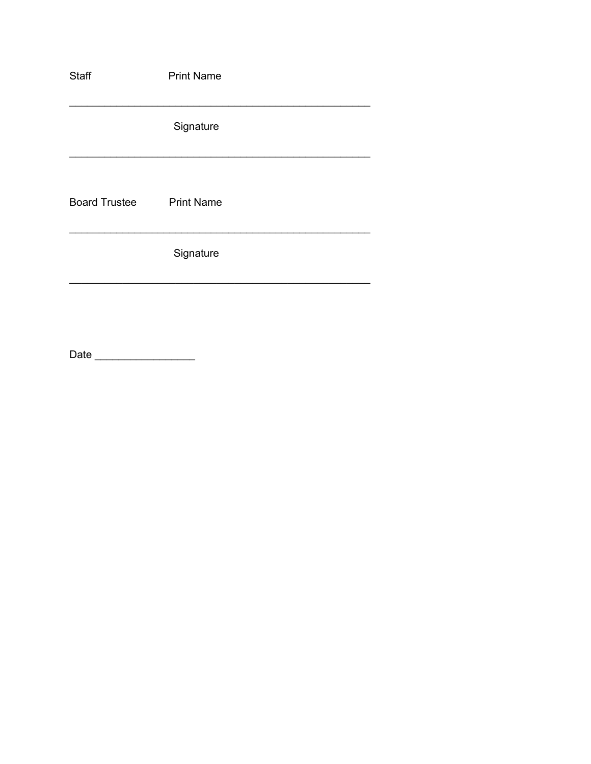Staff                    Print Name

_______________________________________________

Signature

_______________________________________________

Board Trustee          Print Name

_______________________________________________

Signature

_______________________________________________

Date ________________